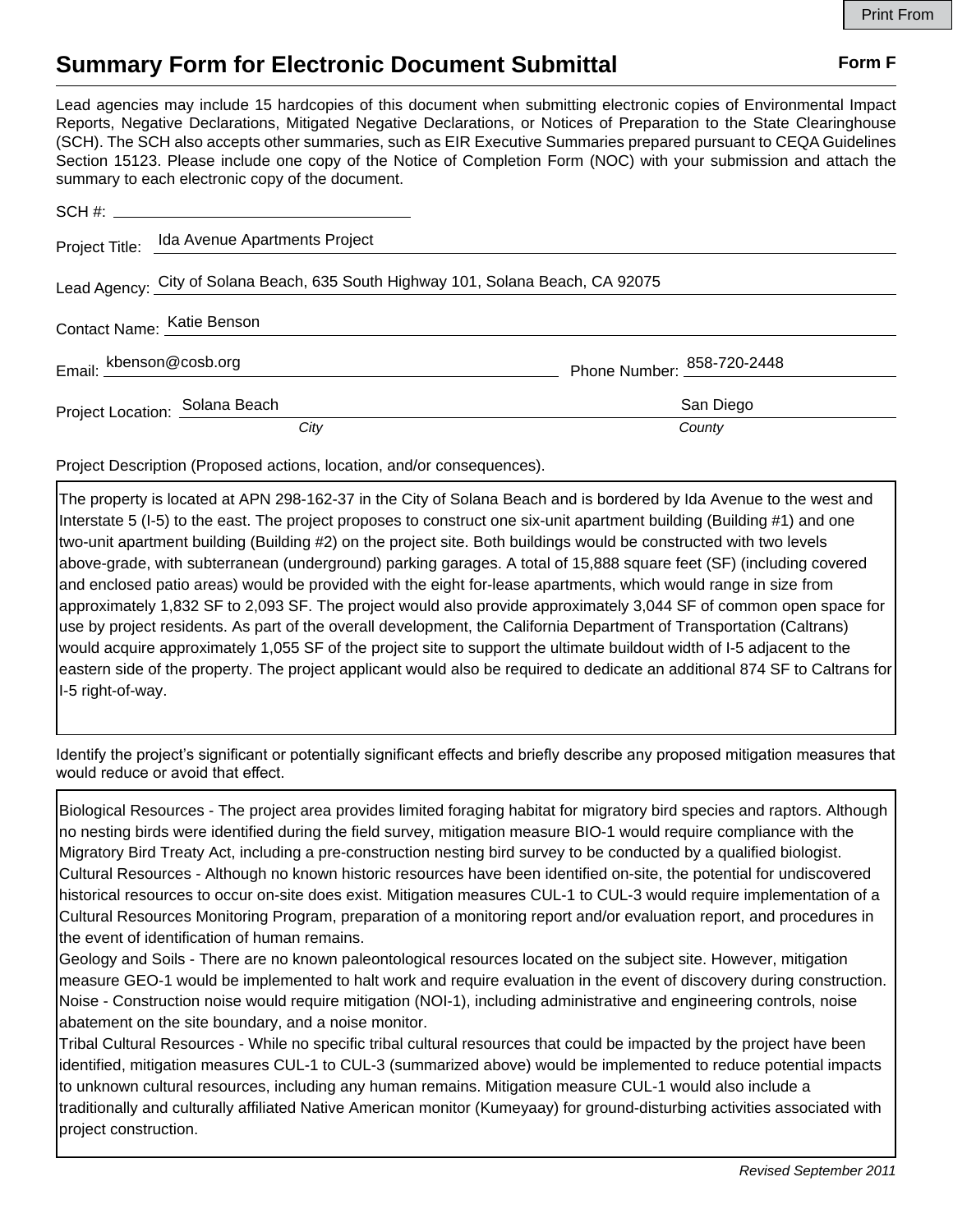Print From

# Summary Form for Electronic Document Submittal

**Form F**

Lead agencies may include 15 hardcopies of this document when submitting electronic copies of Environmental Impact Reports, Negative Declarations, Mitigated Negative Declarations, or Notices of Preparation to the State Clearinghouse (SCH). The SCH also accepts other summaries, such as EIR Executive Summaries prepared pursuant to CEQA Guidelines Section 15123. Please include one copy of the Notice of Completion Form (NOC) with your submission and attach the summary to each electronic copy of the document.

SCH #: 

Project Title: Ida Avenue Apartments Project

Lead Agency: City of Solana Beach, 635 South Highway 101, Solana Beach, CA 92075

Contact Name: Katie Benson

Email: kbenson@cosb.org  Phone Number: 858-720-2448

Project Location: Solana Beach (*City*)  San Diego (*County*)

Project Description (Proposed actions, location, and/or consequences).

The property is located at APN 298-162-37 in the City of Solana Beach and is bordered by Ida Avenue to the west and Interstate 5 (I-5) to the east. The project proposes to construct one six-unit apartment building (Building #1) and one two-unit apartment building (Building #2) on the project site. Both buildings would be constructed with two levels above-grade, with subterranean (underground) parking garages. A total of 15,888 square feet (SF) (including covered and enclosed patio areas) would be provided with the eight for-lease apartments, which would range in size from approximately 1,832 SF to 2,093 SF. The project would also provide approximately 3,044 SF of common open space for use by project residents. As part of the overall development, the California Department of Transportation (Caltrans) would acquire approximately 1,055 SF of the project site to support the ultimate buildout width of I-5 adjacent to the eastern side of the property. The project applicant would also be required to dedicate an additional 874 SF to Caltrans for I-5 right-of-way.

Identify the project's significant or potentially significant effects and briefly describe any proposed mitigation measures that would reduce or avoid that effect.

Biological Resources - The project area provides limited foraging habitat for migratory bird species and raptors. Although no nesting birds were identified during the field survey, mitigation measure BIO-1 would require compliance with the Migratory Bird Treaty Act, including a pre-construction nesting bird survey to be conducted by a qualified biologist.
Cultural Resources - Although no known historic resources have been identified on-site, the potential for undiscovered historical resources to occur on-site does exist. Mitigation measures CUL-1 to CUL-3 would require implementation of a Cultural Resources Monitoring Program, preparation of a monitoring report and/or evaluation report, and procedures in the event of identification of human remains.
Geology and Soils - There are no known paleontological resources located on the subject site. However, mitigation measure GEO-1 would be implemented to halt work and require evaluation in the event of discovery during construction.
Noise - Construction noise would require mitigation (NOI-1), including administrative and engineering controls, noise abatement on the site boundary, and a noise monitor.
Tribal Cultural Resources - While no specific tribal cultural resources that could be impacted by the project have been identified, mitigation measures CUL-1 to CUL-3 (summarized above) would be implemented to reduce potential impacts to unknown cultural resources, including any human remains. Mitigation measure CUL-1 would also include a traditionally and culturally affiliated Native American monitor (Kumeyaay) for ground-disturbing activities associated with project construction.

*Revised September 2011*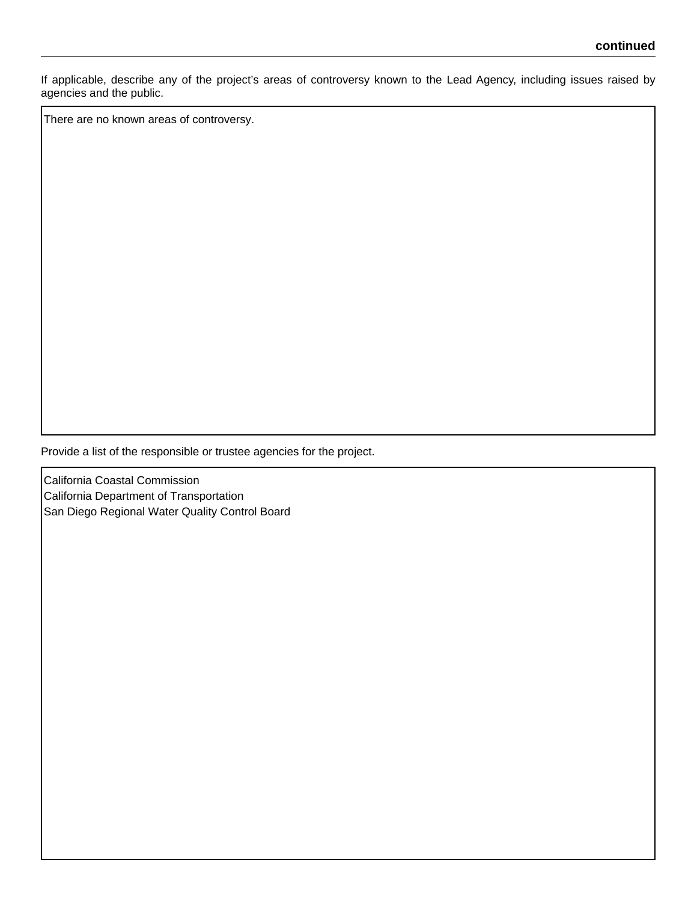**continued**

If applicable, describe any of the project's areas of controversy known to the Lead Agency, including issues raised by agencies and the public.

There are no known areas of controversy.

Provide a list of the responsible or trustee agencies for the project.

California Coastal Commission
California Department of Transportation
San Diego Regional Water Quality Control Board